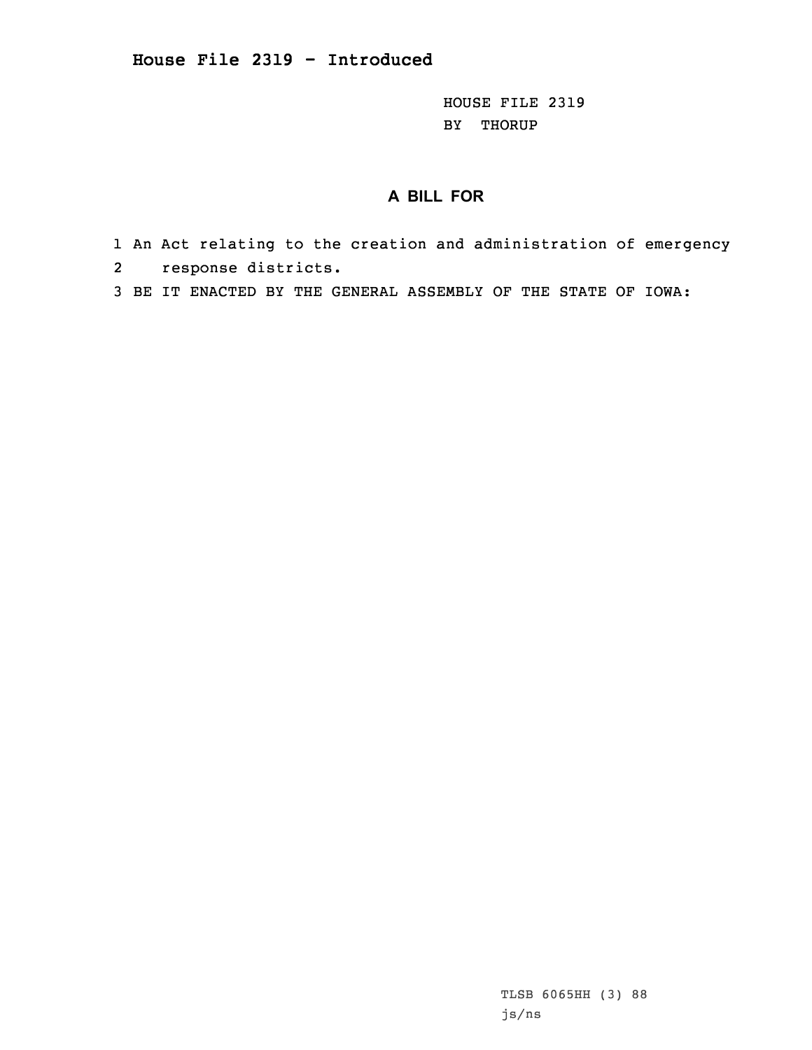## House File 2319 - Introduced

HOUSE FILE 2319
BY THORUP

### A BILL FOR

1 An Act relating to the creation and administration of emergency
2 response districts.
3 BE IT ENACTED BY THE GENERAL ASSEMBLY OF THE STATE OF IOWA:

TLSB 6065HH (3) 88
js/ns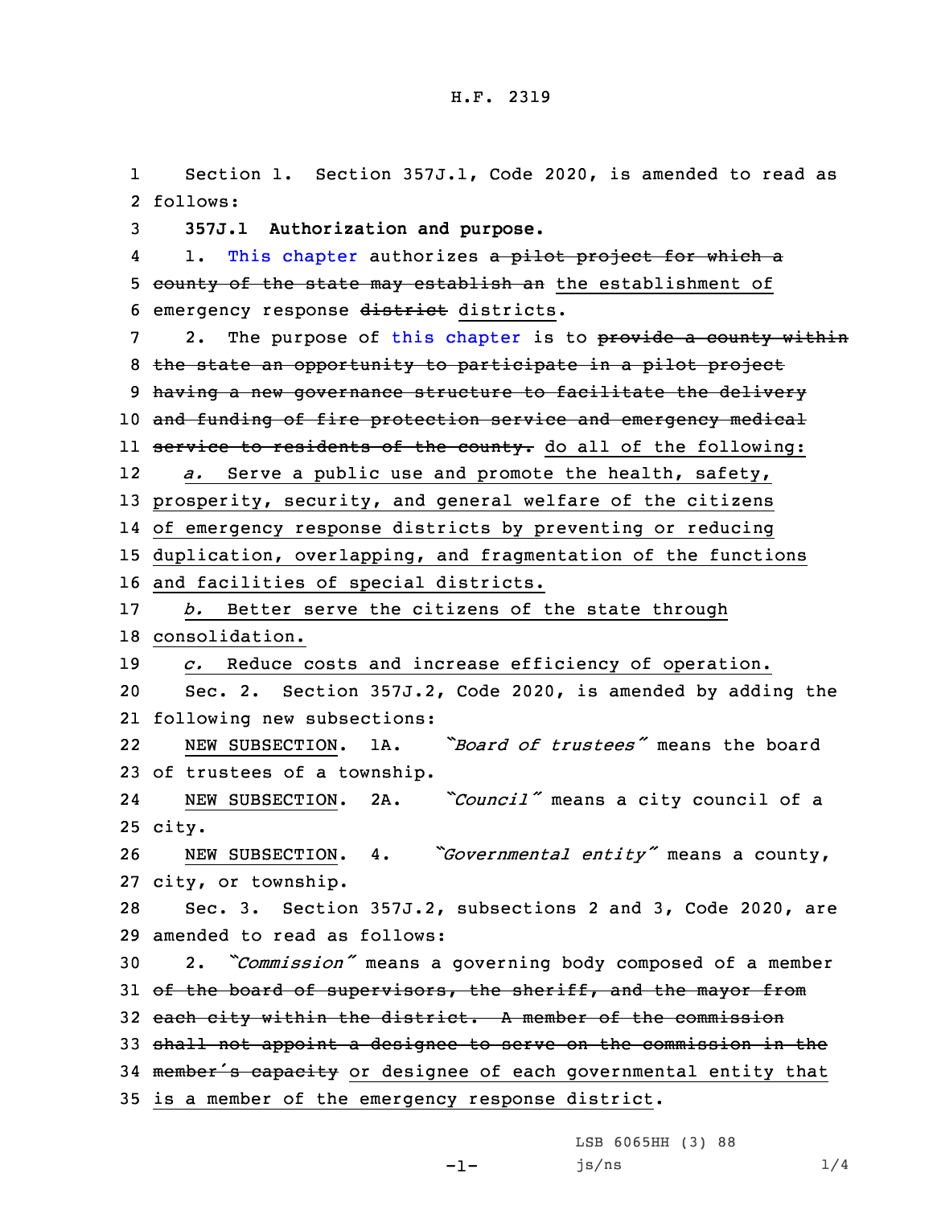Section 1. Section 357J.1, Code 2020, is amended to read as follows:

**357J.1 Authorization and purpose.**

1. This chapter authorizes ~~a pilot project for which a county of the state may establish an~~ the establishment of emergency response ~~district~~ districts.

2. The purpose of this chapter is to ~~provide a county within the state an opportunity to participate in a pilot project having a new governance structure to facilitate the delivery and funding of fire protection service and emergency medical service to residents of the county.~~ do all of the following:

*a.* Serve a public use and promote the health, safety, prosperity, security, and general welfare of the citizens of emergency response districts by preventing or reducing duplication, overlapping, and fragmentation of the functions and facilities of special districts.

*b.* Better serve the citizens of the state through consolidation.

*c.* Reduce costs and increase efficiency of operation.

Sec. 2. Section 357J.2, Code 2020, is amended by adding the following new subsections:

NEW SUBSECTION. 1A. *"Board of trustees"* means the board of trustees of a township.

NEW SUBSECTION. 2A. *"Council"* means a city council of a city.

NEW SUBSECTION. 4. *"Governmental entity"* means a county, city, or township.

Sec. 3. Section 357J.2, subsections 2 and 3, Code 2020, are amended to read as follows:

2. *"Commission"* means a governing body composed of a member ~~of the board of supervisors, the sheriff, and the mayor from each city within the district. A member of the commission shall not appoint a designee to serve on the commission in the member's capacity~~ or designee of each governmental entity that is a member of the emergency response district.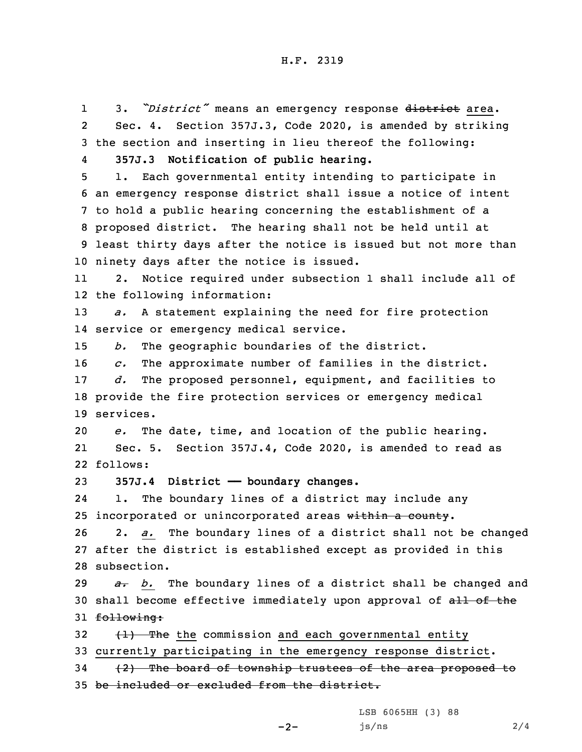3. *"District"* means an emergency response ~~district~~ area.

Sec. 4. Section 357J.3, Code 2020, is amended by striking the section and inserting in lieu thereof the following:

**357J.3 Notification of public hearing.**

1. Each governmental entity intending to participate in an emergency response district shall issue a notice of intent to hold a public hearing concerning the establishment of a proposed district. The hearing shall not be held until at least thirty days after the notice is issued but not more than ninety days after the notice is issued.

2. Notice required under subsection 1 shall include all of the following information:

*a.* A statement explaining the need for fire protection service or emergency medical service.

*b.* The geographic boundaries of the district.

*c.* The approximate number of families in the district.

*d.* The proposed personnel, equipment, and facilities to provide the fire protection services or emergency medical services.

*e.* The date, time, and location of the public hearing.

Sec. 5. Section 357J.4, Code 2020, is amended to read as follows:

**357J.4 District —— boundary changes.**

1. The boundary lines of a district may include any incorporated or unincorporated areas ~~within a county~~.

2. *a.* The boundary lines of a district shall not be changed after the district is established except as provided in this subsection.

~~*a.*~~ *b.* The boundary lines of a district shall be changed and shall become effective immediately upon approval of ~~all of the following:~~

~~(1) The~~ the commission and each governmental entity currently participating in the emergency response district.

~~(2) The board of township trustees of the area proposed to be included or excluded from the district.~~

LSB 6065HH (3) 88

js/ns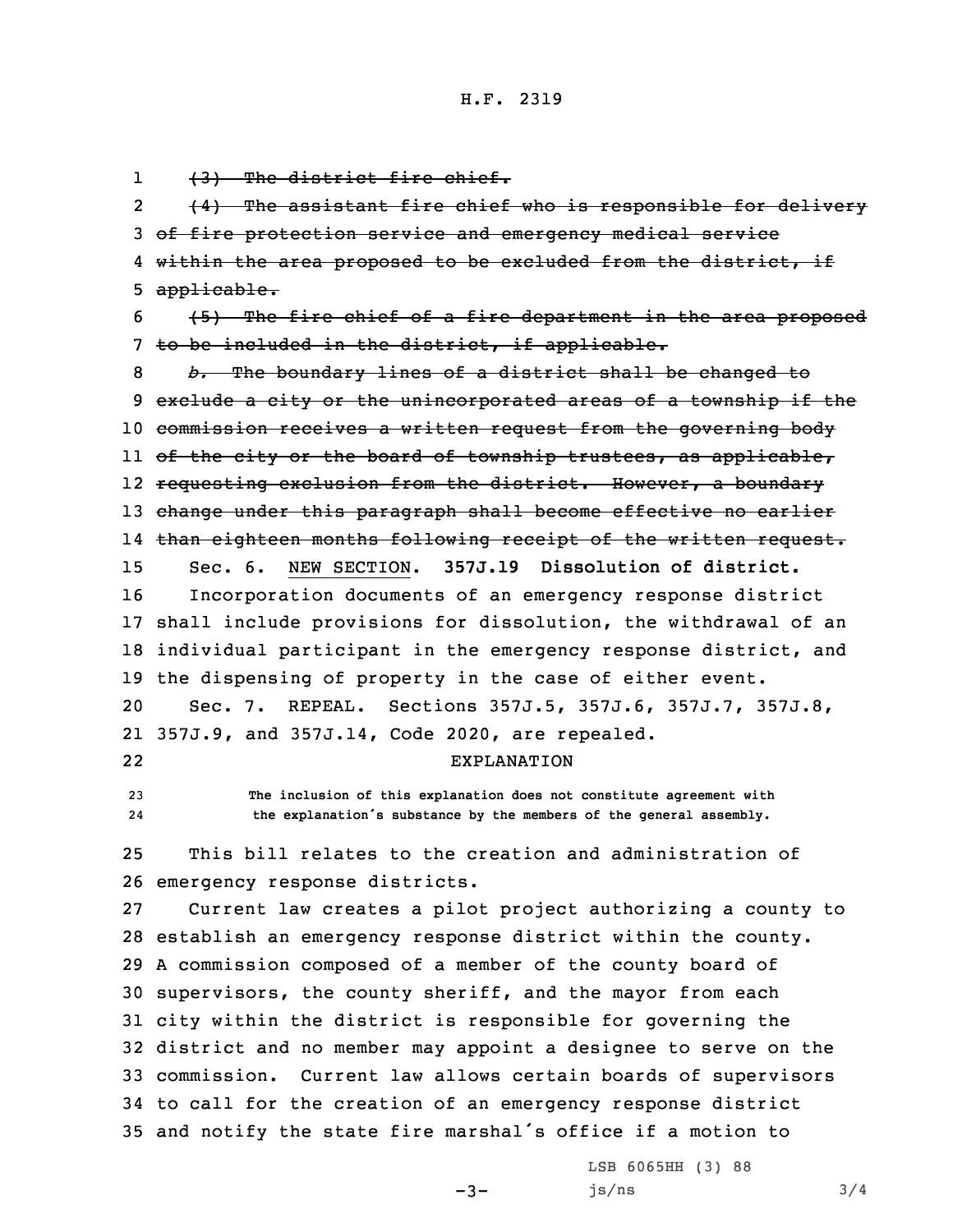~~(3) The district fire chief.~~

~~(4) The assistant fire chief who is responsible for delivery of fire protection service and emergency medical service within the area proposed to be excluded from the district, if applicable.~~

~~(5) The fire chief of a fire department in the area proposed to be included in the district, if applicable.~~

~~*b.* The boundary lines of a district shall be changed to exclude a city or the unincorporated areas of a township if the commission receives a written request from the governing body of the city or the board of township trustees, as applicable, requesting exclusion from the district. However, a boundary change under this paragraph shall become effective no earlier than eighteen months following receipt of the written request.~~

Sec. 6. NEW SECTION. **357J.19 Dissolution of district.**

Incorporation documents of an emergency response district shall include provisions for dissolution, the withdrawal of an individual participant in the emergency response district, and the dispensing of property in the case of either event.

Sec. 7. REPEAL. Sections 357J.5, 357J.6, 357J.7, 357J.8, 357J.9, and 357J.14, Code 2020, are repealed.

EXPLANATION

The inclusion of this explanation does not constitute agreement with the explanation's substance by the members of the general assembly.

This bill relates to the creation and administration of emergency response districts.

Current law creates a pilot project authorizing a county to establish an emergency response district within the county. A commission composed of a member of the county board of supervisors, the county sheriff, and the mayor from each city within the district is responsible for governing the district and no member may appoint a designee to serve on the commission. Current law allows certain boards of supervisors to call for the creation of an emergency response district and notify the state fire marshal's office if a motion to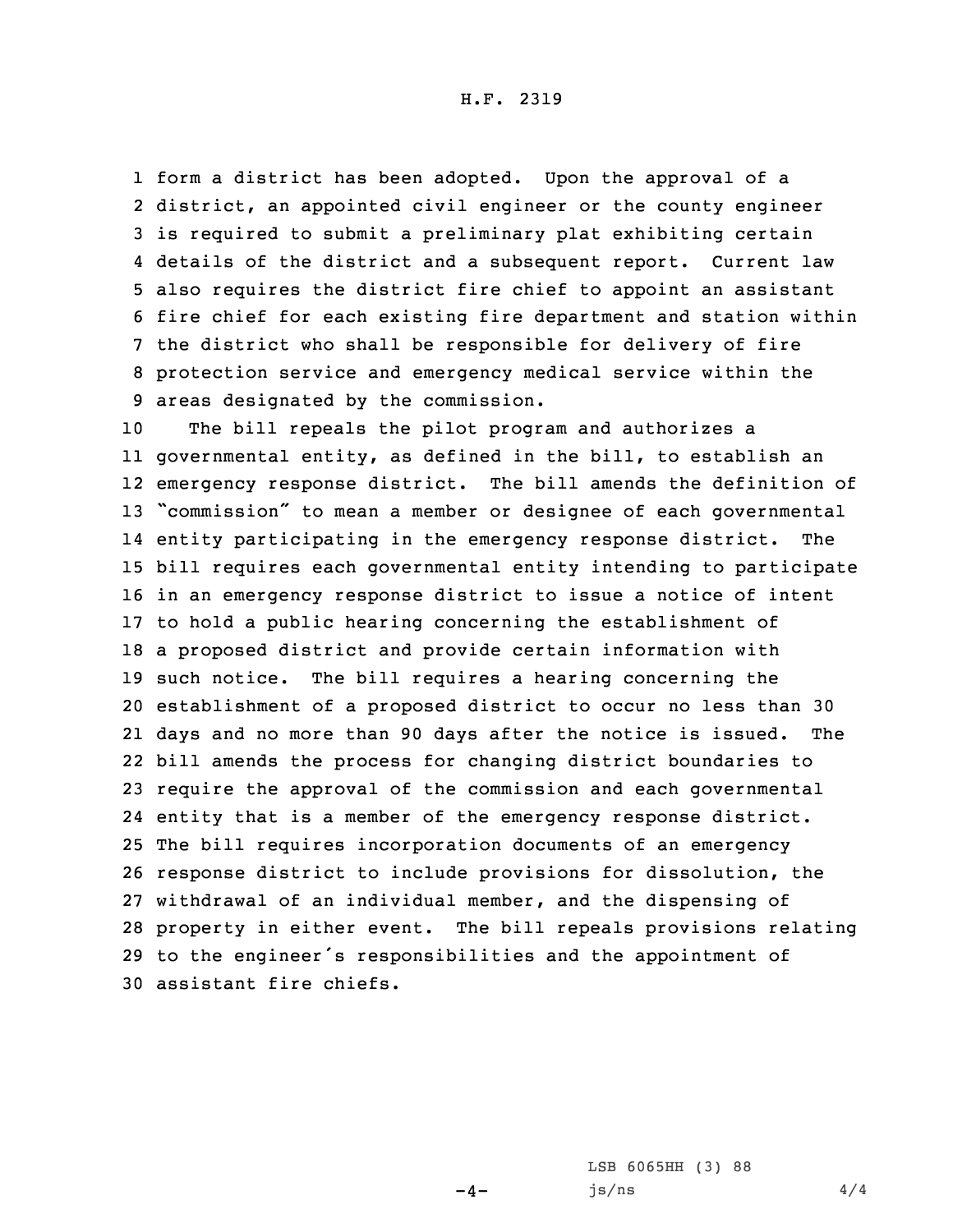form a district has been adopted. Upon the approval of a district, an appointed civil engineer or the county engineer is required to submit a preliminary plat exhibiting certain details of the district and a subsequent report. Current law also requires the district fire chief to appoint an assistant fire chief for each existing fire department and station within the district who shall be responsible for delivery of fire protection service and emergency medical service within the areas designated by the commission.

The bill repeals the pilot program and authorizes a governmental entity, as defined in the bill, to establish an emergency response district. The bill amends the definition of "commission" to mean a member or designee of each governmental entity participating in the emergency response district. The bill requires each governmental entity intending to participate in an emergency response district to issue a notice of intent to hold a public hearing concerning the establishment of a proposed district and provide certain information with such notice. The bill requires a hearing concerning the establishment of a proposed district to occur no less than 30 days and no more than 90 days after the notice is issued. The bill amends the process for changing district boundaries to require the approval of the commission and each governmental entity that is a member of the emergency response district. The bill requires incorporation documents of an emergency response district to include provisions for dissolution, the withdrawal of an individual member, and the dispensing of property in either event. The bill repeals provisions relating to the engineer's responsibilities and the appointment of assistant fire chiefs.

LSB 6065HH (3) 88
js/ns